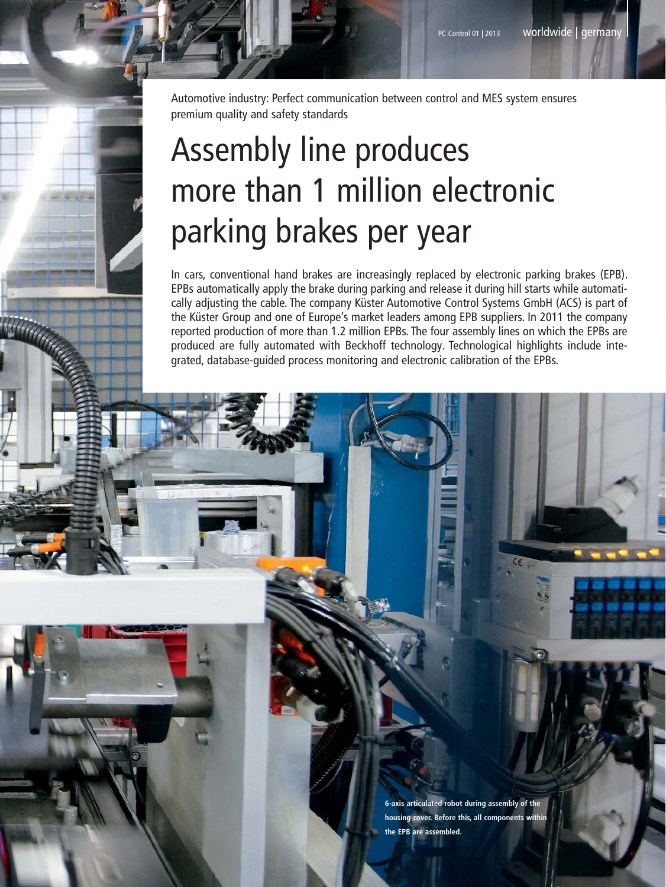Automotive industry: Perfect communication between control and MES system ensures premium quality and safety standards

# Assembly line produces more than 1 million electronic parking brakes per year

In cars, conventional hand brakes are increasingly replaced by electronic parking brakes (EPB). EPBs automatically apply the brake during parking and release it during hill starts while automatically adjusting the cable. The company Küster Automotive Control Systems GmbH (ACS) is part of the Küster Group and one of Europe's market leaders among EPB suppliers. In 2011 the company reported production of more than 1.2 million EPBs. The four assembly lines on which the EPBs are produced are fully automated with Beckhoff technology. Technological highlights include integrated, database-guided process monitoring and electronic calibration of the EPBs.

**6-axis articulated robot during assembly of the housing cover. Before this, all components within the EPB are assembled.**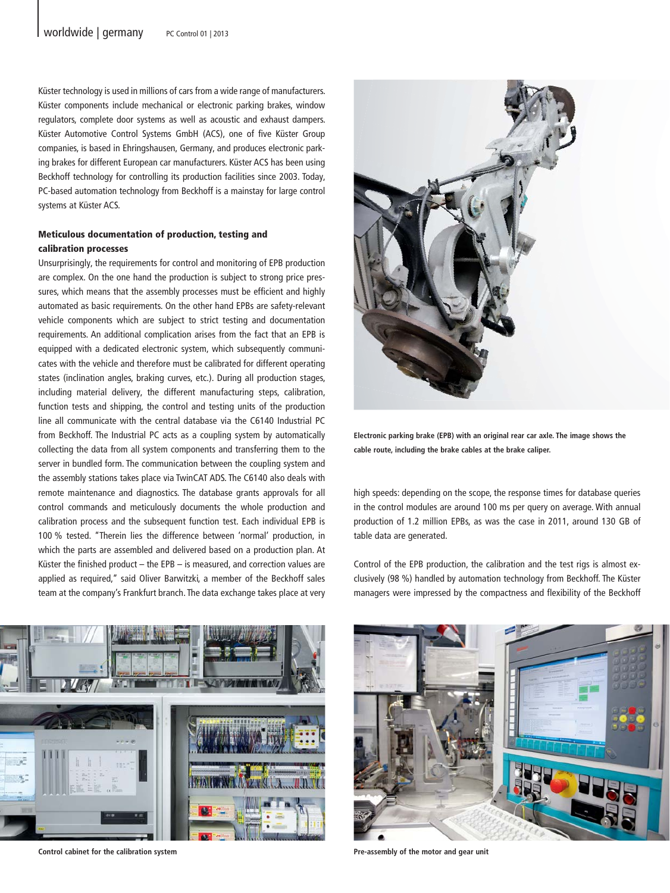Küster technology is used in millions of cars from a wide range of manufacturers. Küster components include mechanical or electronic parking brakes, window regulators, complete door systems as well as acoustic and exhaust dampers. Küster Automotive Control Systems GmbH (ACS), one of five Küster Group companies, is based in Ehringshausen, Germany, and produces electronic parking brakes for different European car manufacturers. Küster ACS has been using Beckhoff technology for controlling its production facilities since 2003. Today, PC-based automation technology from Beckhoff is a mainstay for large control systems at Küster ACS.

### Meticulous documentation of production, testing and calibration processes

Unsurprisingly, the requirements for control and monitoring of EPB production are complex. On the one hand the production is subject to strong price pressures, which means that the assembly processes must be efficient and highly automated as basic requirements. On the other hand EPBs are safety-relevant vehicle components which are subject to strict testing and documentation requirements. An additional complication arises from the fact that an EPB is equipped with a dedicated electronic system, which subsequently communicates with the vehicle and therefore must be calibrated for different operating states (inclination angles, braking curves, etc.). During all production stages, including material delivery, the different manufacturing steps, calibration, function tests and shipping, the control and testing units of the production line all communicate with the central database via the C6140 Industrial PC from Beckhoff. The Industrial PC acts as a coupling system by automatically collecting the data from all system components and transferring them to the server in bundled form. The communication between the coupling system and the assembly stations takes place via TwinCAT ADS. The C6140 also deals with remote maintenance and diagnostics. The database grants approvals for all control commands and meticulously documents the whole production and calibration process and the subsequent function test. Each individual EPB is 100 % tested. "Therein lies the difference between 'normal' production, in which the parts are assembled and delivered based on a production plan. At Küster the finished product – the EPB – is measured, and correction values are applied as required," said Oliver Barwitzki, a member of the Beckhoff sales team at the company's Frankfurt branch. The data exchange takes place at very high speeds: depending on the scope, the response times for database queries in the control modules are around 100 ms per query on average. With annual production of 1.2 million EPBs, as was the case in 2011, around 130 GB of table data are generated.

Electronic parking brake (EPB) with an original rear car axle. The image shows the cable route, including the brake cables at the brake caliper.

Control of the EPB production, the calibration and the test rigs is almost exclusively (98 %) handled by automation technology from Beckhoff. The Küster managers were impressed by the compactness and flexibility of the Beckhoff

Control cabinet for the calibration system

Pre-assembly of the motor and gear unit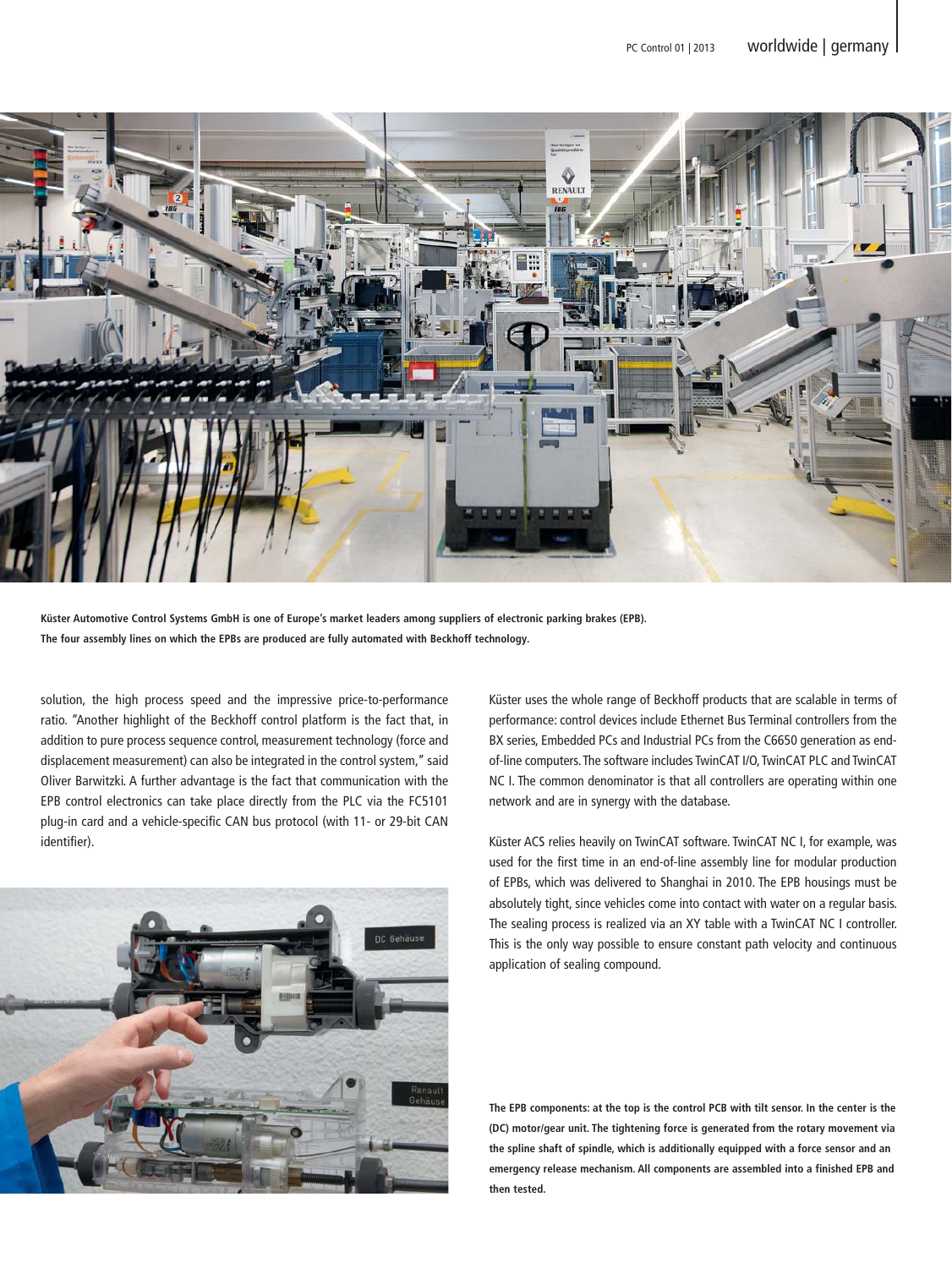**Küster Automotive Control Systems GmbH is one of Europe's market leaders among suppliers of electronic parking brakes (EPB). The four assembly lines on which the EPBs are produced are fully automated with Beckhoff technology.**

solution, the high process speed and the impressive price-to-performance ratio. "Another highlight of the Beckhoff control platform is the fact that, in addition to pure process sequence control, measurement technology (force and displacement measurement) can also be integrated in the control system," said Oliver Barwitzki. A further advantage is the fact that communication with the EPB control electronics can take place directly from the PLC via the FC5101 plug-in card and a vehicle-specific CAN bus protocol (with 11- or 29-bit CAN identifier).

Küster uses the whole range of Beckhoff products that are scalable in terms of performance: control devices include Ethernet Bus Terminal controllers from the BX series, Embedded PCs and Industrial PCs from the C6650 generation as end-of-line computers. The software includes TwinCAT I/O, TwinCAT PLC and TwinCAT NC I. The common denominator is that all controllers are operating within one network and are in synergy with the database.

Küster ACS relies heavily on TwinCAT software. TwinCAT NC I, for example, was used for the first time in an end-of-line assembly line for modular production of EPBs, which was delivered to Shanghai in 2010. The EPB housings must be absolutely tight, since vehicles come into contact with water on a regular basis. The sealing process is realized via an XY table with a TwinCAT NC I controller. This is the only way possible to ensure constant path velocity and continuous application of sealing compound.

**The EPB components: at the top is the control PCB with tilt sensor. In the center is the (DC) motor/gear unit. The tightening force is generated from the rotary movement via the spline shaft of spindle, which is additionally equipped with a force sensor and an emergency release mechanism. All components are assembled into a finished EPB and then tested.**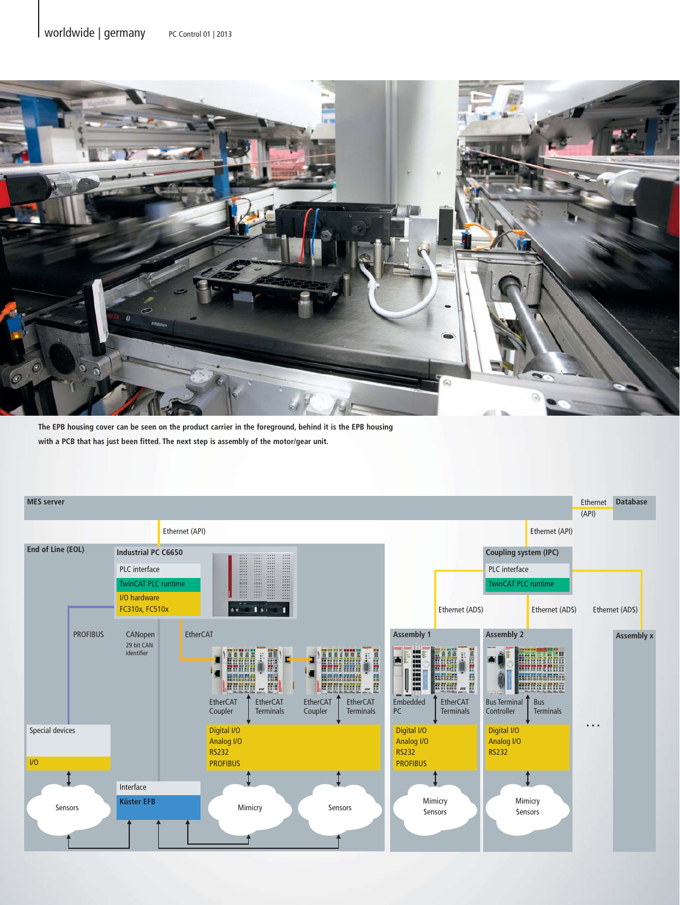The EPB housing cover can be seen on the product carrier in the foreground, behind it is the EPB housing with a PCB that has just been fitted. The next step is assembly of the motor/gear unit.

MES server

Ethernet (API)

Database

Ethernet (API)

Ethernet (API)

End of Line (EOL)

Industrial PC C6650

PLC interface

TwinCAT PLC runtime

I/O hardware FC310x, FC510x

Coupling system (IPC)

PLC interface

TwinCAT PLC runtime

Ethernet (ADS)

Ethernet (ADS)

Ethernet (ADS)

PROFIBUS

CANopen 29 bit CAN identifier

EtherCAT

Assembly 1

Assembly 2

Assembly x

EtherCAT Coupler

EtherCAT Terminals

EtherCAT Coupler

EtherCAT Terminals

Embedded PC

EtherCAT Terminals

Bus Terminal Controller

Bus Terminals

Special devices

I/O

Digital I/O
Analog I/O
RS232
PROFIBUS

Digital I/O
Analog I/O
RS232
PROFIBUS

Digital I/O
Analog I/O
RS232

...

Interface

Küster EFB

Sensors

Mimicry

Sensors

Mimicry Sensors

Mimicry Sensors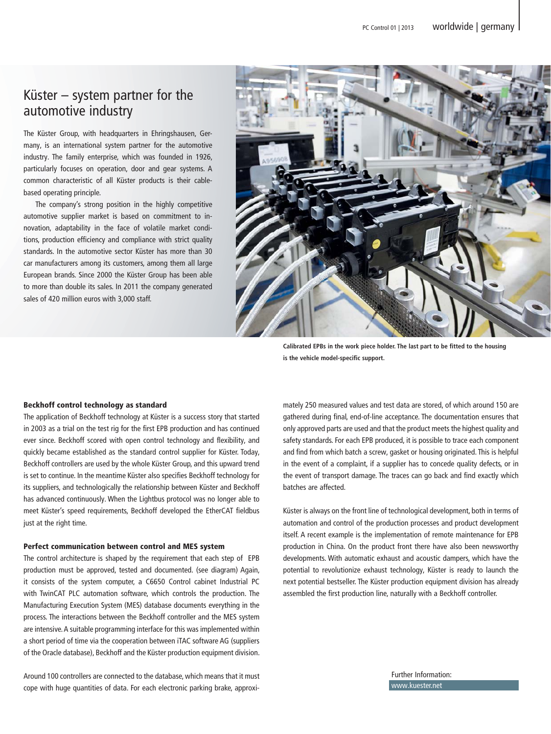## Küster – system partner for the automotive industry

The Küster Group, with headquarters in Ehringshausen, Germany, is an international system partner for the automotive industry. The family enterprise, which was founded in 1926, particularly focuses on operation, door and gear systems. A common characteristic of all Küster products is their cable-based operating principle.

The company's strong position in the highly competitive automotive supplier market is based on commitment to innovation, adaptability in the face of volatile market conditions, production efficiency and compliance with strict quality standards. In the automotive sector Küster has more than 30 car manufacturers among its customers, among them all large European brands. Since 2000 the Küster Group has been able to more than double its sales. In 2011 the company generated sales of 420 million euros with 3,000 staff.

Calibrated EPBs in the work piece holder. The last part to be fitted to the housing is the vehicle model-specific support.

### Beckhoff control technology as standard

The application of Beckhoff technology at Küster is a success story that started in 2003 as a trial on the test rig for the first EPB production and has continued ever since. Beckhoff scored with open control technology and flexibility, and quickly became established as the standard control supplier for Küster. Today, Beckhoff controllers are used by the whole Küster Group, and this upward trend is set to continue. In the meantime Küster also specifies Beckhoff technology for its suppliers, and technologically the relationship between Küster and Beckhoff has advanced continuously. When the Lightbus protocol was no longer able to meet Küster's speed requirements, Beckhoff developed the EtherCAT fieldbus just at the right time.

### Perfect communication between control and MES system

The control architecture is shaped by the requirement that each step of EPB production must be approved, tested and documented. (see diagram) Again, it consists of the system computer, a C6650 Control cabinet Industrial PC with TwinCAT PLC automation software, which controls the production. The Manufacturing Execution System (MES) database documents everything in the process. The interactions between the Beckhoff controller and the MES system are intensive. A suitable programming interface for this was implemented within a short period of time via the cooperation between iTAC software AG (suppliers of the Oracle database), Beckhoff and the Küster production equipment division.

Around 100 controllers are connected to the database, which means that it must cope with huge quantities of data. For each electronic parking brake, approximately 250 measured values and test data are stored, of which around 150 are gathered during final, end-of-line acceptance. The documentation ensures that only approved parts are used and that the product meets the highest quality and safety standards. For each EPB produced, it is possible to trace each component and find from which batch a screw, gasket or housing originated. This is helpful in the event of a complaint, if a supplier has to concede quality defects, or in the event of transport damage. The traces can go back and find exactly which batches are affected.

Küster is always on the front line of technological development, both in terms of automation and control of the production processes and product development itself. A recent example is the implementation of remote maintenance for EPB production in China. On the product front there have also been newsworthy developments. With automatic exhaust and acoustic dampers, which have the potential to revolutionize exhaust technology, Küster is ready to launch the next potential bestseller. The Küster production equipment division has already assembled the first production line, naturally with a Beckhoff controller.

Further Information:
www.kuester.net